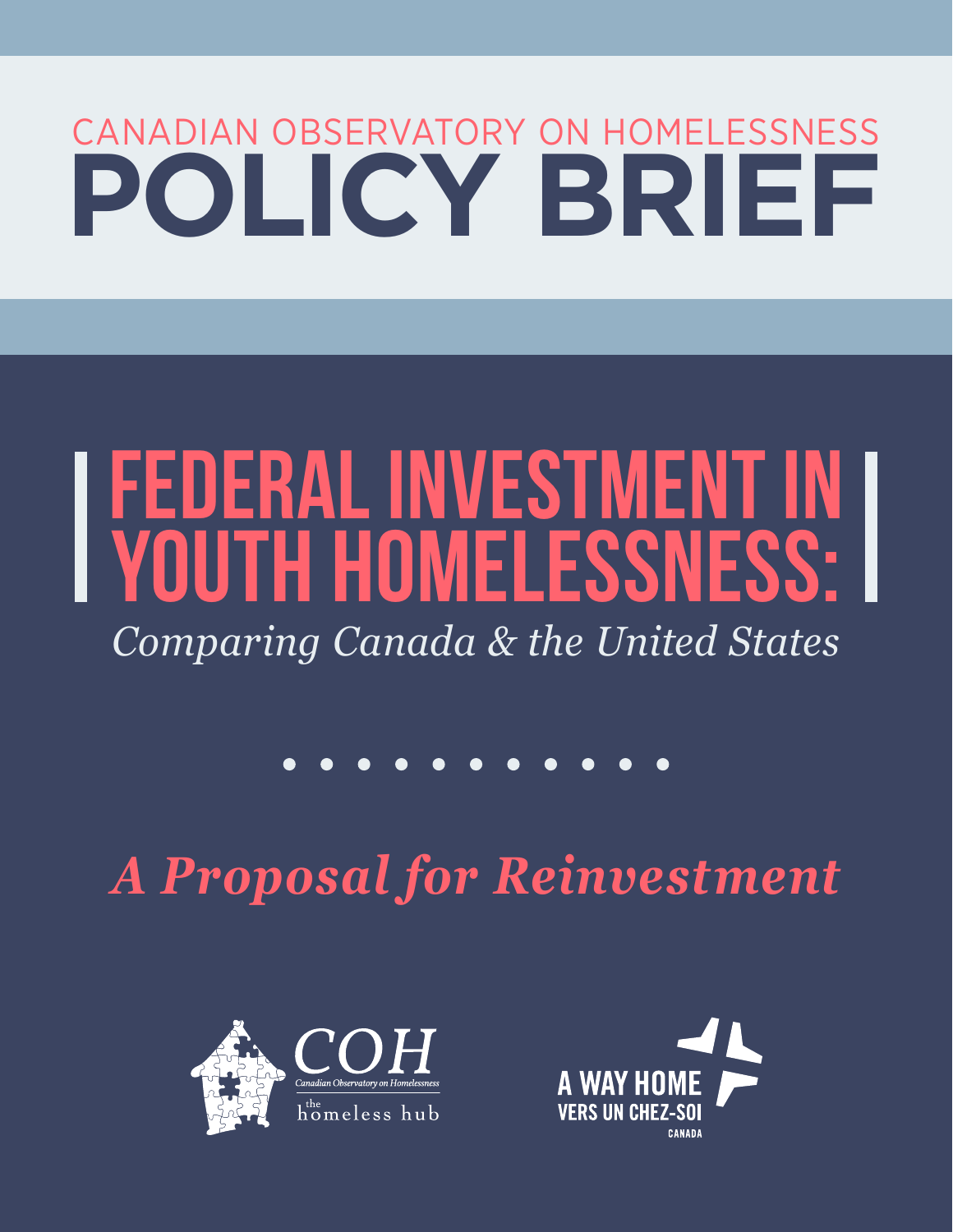CANADIAN OBSERVATORY ON HOMELESSNESS

# POLICY BRIEF

# FEDERAL INVESTMENT IN YOUTH HOMELESSNESS:

*Comparing Canada & the United States*

## *A Proposal for Reinvestment*

COH
Canadian Observatory on Homelessness
the homeless hub

A WAY HOME
VERS UN CHEZ-SOI
CANADA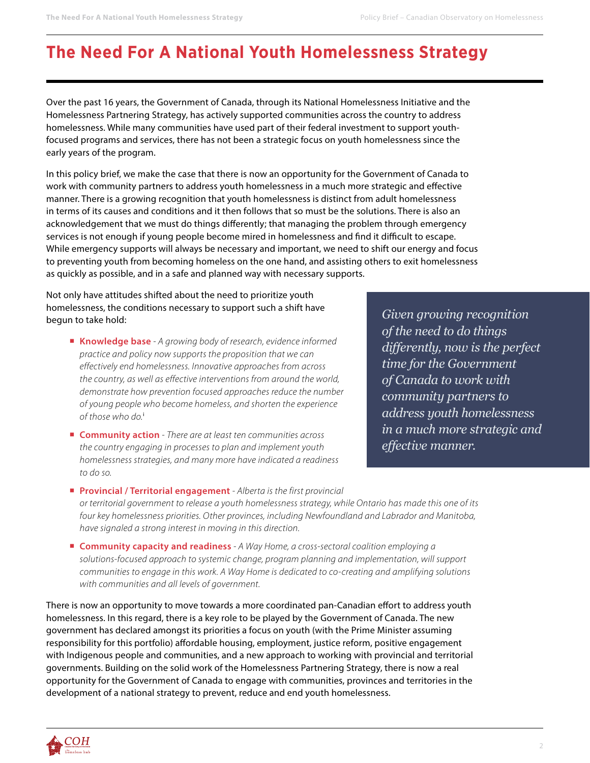# The Need For A National Youth Homelessness Strategy

Over the past 16 years, the Government of Canada, through its National Homelessness Initiative and the Homelessness Partnering Strategy, has actively supported communities across the country to address homelessness. While many communities have used part of their federal investment to support youth-focused programs and services, there has not been a strategic focus on youth homelessness since the early years of the program.

In this policy brief, we make the case that there is now an opportunity for the Government of Canada to work with community partners to address youth homelessness in a much more strategic and effective manner. There is a growing recognition that youth homelessness is distinct from adult homelessness in terms of its causes and conditions and it then follows that so must be the solutions. There is also an acknowledgement that we must do things differently; that managing the problem through emergency services is not enough if young people become mired in homelessness and find it difficult to escape. While emergency supports will always be necessary and important, we need to shift our energy and focus to preventing youth from becoming homeless on the one hand, and assisting others to exit homelessness as quickly as possible, and in a safe and planned way with necessary supports.

Not only have attitudes shifted about the need to prioritize youth homelessness, the conditions necessary to support such a shift have begun to take hold:

- **Knowledge base** - *A growing body of research, evidence informed practice and policy now supports the proposition that we can effectively end homelessness. Innovative approaches from across the country, as well as effective interventions from around the world, demonstrate how prevention focused approaches reduce the number of young people who become homeless, and shorten the experience of those who do.*[i]
- **Community action** - *There are at least ten communities across the country engaging in processes to plan and implement youth homelessness strategies, and many more have indicated a readiness to do so.*
- **Provincial / Territorial engagement** - *Alberta is the first provincial or territorial government to release a youth homelessness strategy, while Ontario has made this one of its four key homelessness priorities. Other provinces, including Newfoundland and Labrador and Manitoba, have signaled a strong interest in moving in this direction.*
- **Community capacity and readiness** - *A Way Home, a cross-sectoral coalition employing a solutions-focused approach to systemic change, program planning and implementation, will support communities to engage in this work. A Way Home is dedicated to co-creating and amplifying solutions with communities and all levels of government.*

> *Given growing recognition of the need to do things differently, now is the perfect time for the Government of Canada to work with community partners to address youth homelessness in a much more strategic and effective manner.*

There is now an opportunity to move towards a more coordinated pan-Canadian effort to address youth homelessness. In this regard, there is a key role to be played by the Government of Canada. The new government has declared amongst its priorities a focus on youth (with the Prime Minister assuming responsibility for this portfolio) affordable housing, employment, justice reform, positive engagement with Indigenous people and communities, and a new approach to working with provincial and territorial governments. Building on the solid work of the Homelessness Partnering Strategy, there is now a real opportunity for the Government of Canada to engage with communities, provinces and territories in the development of a national strategy to prevent, reduce and end youth homelessness.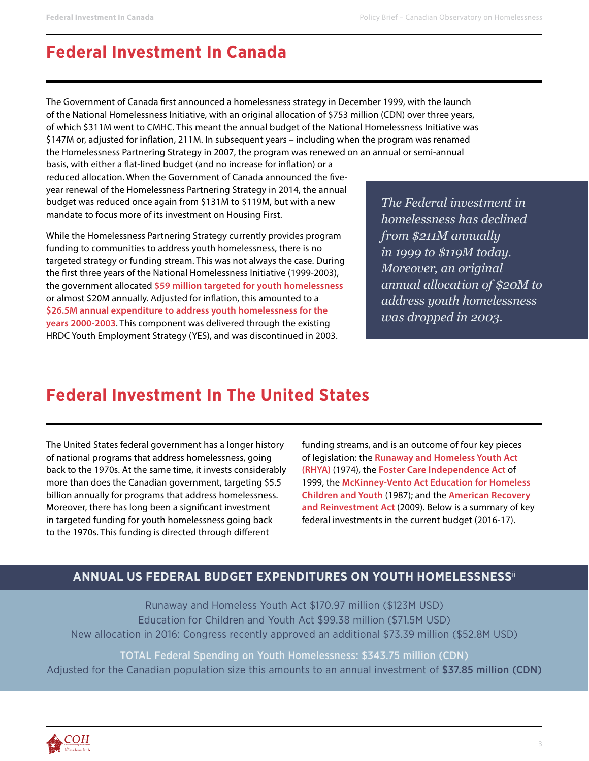## Federal Investment In Canada

The Government of Canada first announced a homelessness strategy in December 1999, with the launch of the National Homelessness Initiative, with an original allocation of $753 million (CDN) over three years, of which $311M went to CMHC. This meant the annual budget of the National Homelessness Initiative was $147M or, adjusted for inflation, 211M. In subsequent years – including when the program was renamed the Homelessness Partnering Strategy in 2007, the program was renewed on an annual or semi-annual basis, with either a flat-lined budget (and no increase for inflation) or a reduced allocation. When the Government of Canada announced the five-year renewal of the Homelessness Partnering Strategy in 2014, the annual budget was reduced once again from $131M to $119M, but with a new mandate to focus more of its investment on Housing First.

While the Homelessness Partnering Strategy currently provides program funding to communities to address youth homelessness, there is no targeted strategy or funding stream. This was not always the case. During the first three years of the National Homelessness Initiative (1999-2003), the government allocated **$59 million targeted for youth homelessness** or almost $20M annually. Adjusted for inflation, this amounted to a **$26.5M annual expenditure to address youth homelessness for the years 2000-2003**. This component was delivered through the existing HRDC Youth Employment Strategy (YES), and was discontinued in 2003.

> *The Federal investment in homelessness has declined from $211M annually in 1999 to $119M today. Moreover, an original annual allocation of $20M to address youth homelessness was dropped in 2003.*

## Federal Investment In The United States

The United States federal government has a longer history of national programs that address homelessness, going back to the 1970s. At the same time, it invests considerably more than does the Canadian government, targeting $5.5 billion annually for programs that address homelessness. Moreover, there has long been a significant investment in targeted funding for youth homelessness going back to the 1970s. This funding is directed through different funding streams, and is an outcome of four key pieces of legislation: the **Runaway and Homeless Youth Act (RHYA)** (1974), the **Foster Care Independence Act** of 1999, the **McKinney-Vento Act Education for Homeless Children and Youth** (1987); and the **American Recovery and Reinvestment Act** (2009). Below is a summary of key federal investments in the current budget (2016-17).

### ANNUAL US FEDERAL BUDGET EXPENDITURES ON YOUTH HOMELESSNESS[ii]

Runaway and Homeless Youth Act $170.97 million ($123M USD)
Education for Children and Youth Act $99.38 million ($71.5M USD)
New allocation in 2016: Congress recently approved an additional $73.39 million ($52.8M USD)

TOTAL Federal Spending on Youth Homelessness: $343.75 million (CDN)
Adjusted for the Canadian population size this amounts to an annual investment of **$37.85 million (CDN)**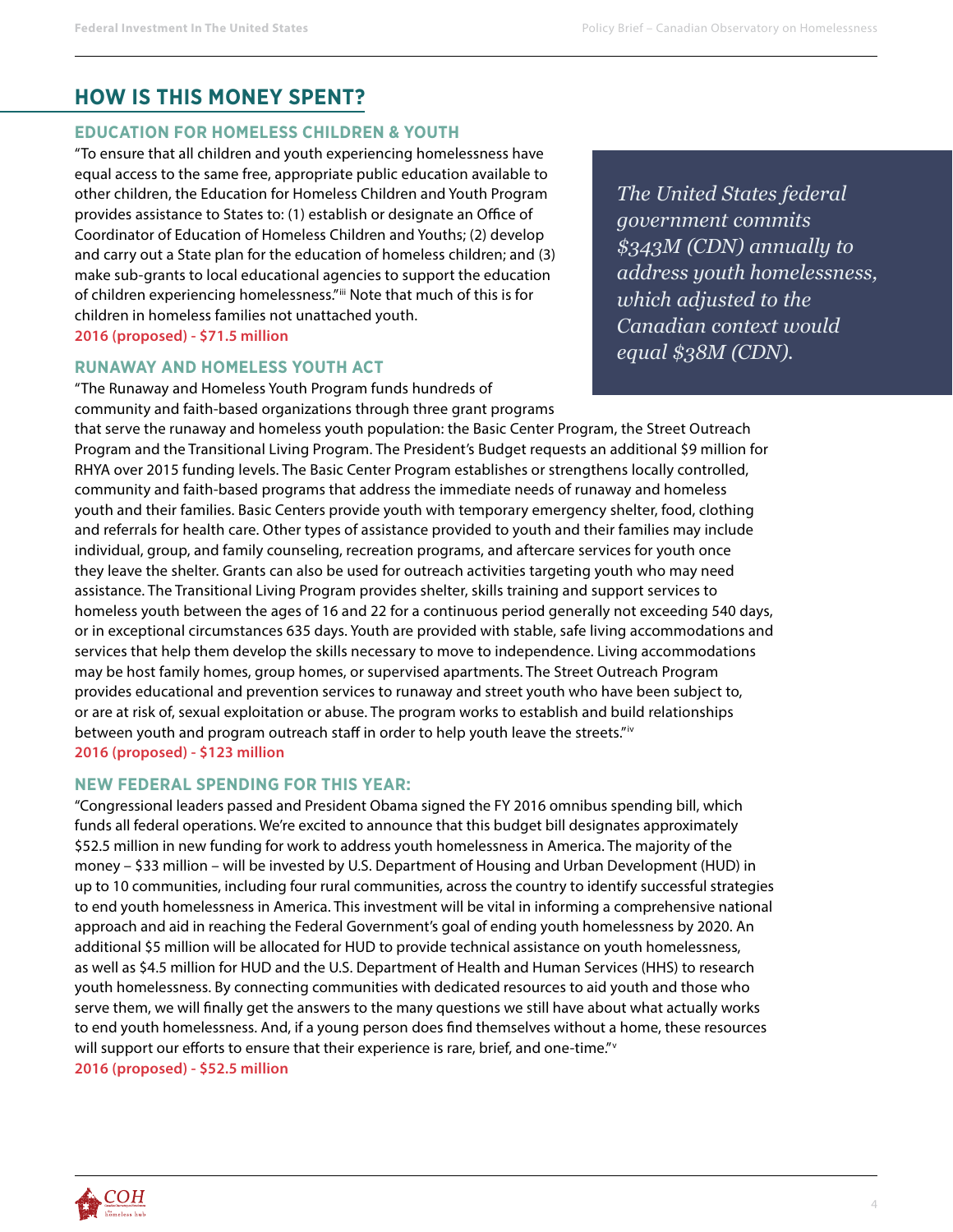## HOW IS THIS MONEY SPENT?

### EDUCATION FOR HOMELESS CHILDREN & YOUTH

"To ensure that all children and youth experiencing homelessness have equal access to the same free, appropriate public education available to other children, the Education for Homeless Children and Youth Program provides assistance to States to: (1) establish or designate an Office of Coordinator of Education of Homeless Children and Youths; (2) develop and carry out a State plan for the education of homeless children; and (3) make sub-grants to local educational agencies to support the education of children experiencing homelessness."[iii] Note that much of this is for children in homeless families not unattached youth.

**2016 (proposed) - $71.5 million**

> *The United States federal government commits $343M (CDN) annually to address youth homelessness, which adjusted to the Canadian context would equal $38M (CDN).*

### RUNAWAY AND HOMELESS YOUTH ACT

"The Runaway and Homeless Youth Program funds hundreds of community and faith-based organizations through three grant programs that serve the runaway and homeless youth population: the Basic Center Program, the Street Outreach Program and the Transitional Living Program. The President's Budget requests an additional $9 million for RHYA over 2015 funding levels. The Basic Center Program establishes or strengthens locally controlled, community and faith-based programs that address the immediate needs of runaway and homeless youth and their families. Basic Centers provide youth with temporary emergency shelter, food, clothing and referrals for health care. Other types of assistance provided to youth and their families may include individual, group, and family counseling, recreation programs, and aftercare services for youth once they leave the shelter. Grants can also be used for outreach activities targeting youth who may need assistance. The Transitional Living Program provides shelter, skills training and support services to homeless youth between the ages of 16 and 22 for a continuous period generally not exceeding 540 days, or in exceptional circumstances 635 days. Youth are provided with stable, safe living accommodations and services that help them develop the skills necessary to move to independence. Living accommodations may be host family homes, group homes, or supervised apartments. The Street Outreach Program provides educational and prevention services to runaway and street youth who have been subject to, or are at risk of, sexual exploitation or abuse. The program works to establish and build relationships between youth and program outreach staff in order to help youth leave the streets."[iv]

**2016 (proposed) - $123 million**

### NEW FEDERAL SPENDING FOR THIS YEAR:

"Congressional leaders passed and President Obama signed the FY 2016 omnibus spending bill, which funds all federal operations. We're excited to announce that this budget bill designates approximately $52.5 million in new funding for work to address youth homelessness in America. The majority of the money – $33 million – will be invested by U.S. Department of Housing and Urban Development (HUD) in up to 10 communities, including four rural communities, across the country to identify successful strategies to end youth homelessness in America. This investment will be vital in informing a comprehensive national approach and aid in reaching the Federal Government's goal of ending youth homelessness by 2020. An additional $5 million will be allocated for HUD to provide technical assistance on youth homelessness, as well as $4.5 million for HUD and the U.S. Department of Health and Human Services (HHS) to research youth homelessness. By connecting communities with dedicated resources to aid youth and those who serve them, we will finally get the answers to the many questions we still have about what actually works to end youth homelessness. And, if a young person does find themselves without a home, these resources will support our efforts to ensure that their experience is rare, brief, and one-time."[v]

**2016 (proposed) - $52.5 million**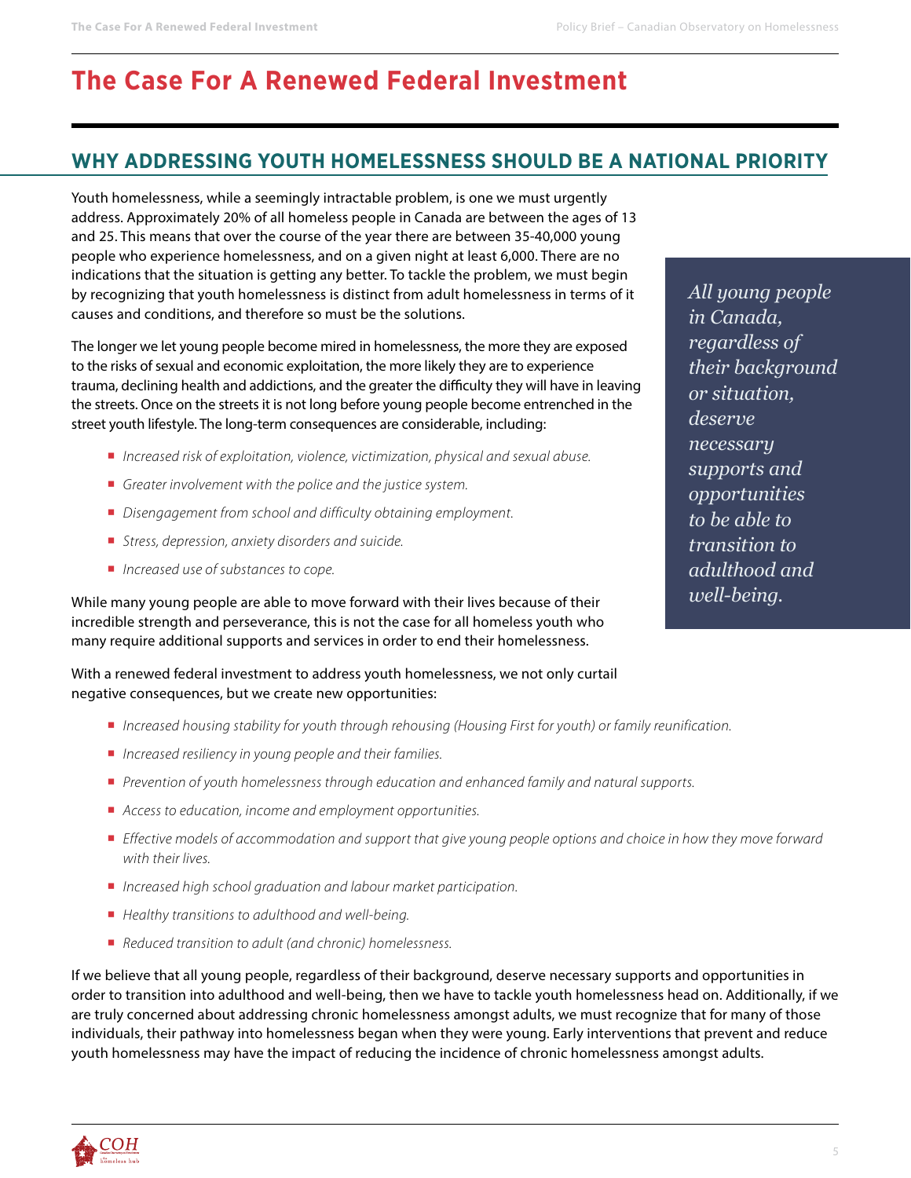# The Case For A Renewed Federal Investment

## WHY ADDRESSING YOUTH HOMELESSNESS SHOULD BE A NATIONAL PRIORITY

Youth homelessness, while a seemingly intractable problem, is one we must urgently address. Approximately 20% of all homeless people in Canada are between the ages of 13 and 25. This means that over the course of the year there are between 35-40,000 young people who experience homelessness, and on a given night at least 6,000. There are no indications that the situation is getting any better. To tackle the problem, we must begin by recognizing that youth homelessness is distinct from adult homelessness in terms of it causes and conditions, and therefore so must be the solutions.

The longer we let young people become mired in homelessness, the more they are exposed to the risks of sexual and economic exploitation, the more likely they are to experience trauma, declining health and addictions, and the greater the difficulty they will have in leaving the streets. Once on the streets it is not long before young people become entrenched in the street youth lifestyle. The long-term consequences are considerable, including:

- *Increased risk of exploitation, violence, victimization, physical and sexual abuse.*
- *Greater involvement with the police and the justice system.*
- *Disengagement from school and difficulty obtaining employment.*
- *Stress, depression, anxiety disorders and suicide.*
- *Increased use of substances to cope.*

While many young people are able to move forward with their lives because of their incredible strength and perseverance, this is not the case for all homeless youth who many require additional supports and services in order to end their homelessness.

> *All young people in Canada, regardless of their background or situation, deserve necessary supports and opportunities to be able to transition to adulthood and well-being.*

With a renewed federal investment to address youth homelessness, we not only curtail negative consequences, but we create new opportunities:

- *Increased housing stability for youth through rehousing (Housing First for youth) or family reunification.*
- *Increased resiliency in young people and their families.*
- *Prevention of youth homelessness through education and enhanced family and natural supports.*
- *Access to education, income and employment opportunities.*
- *Effective models of accommodation and support that give young people options and choice in how they move forward with their lives.*
- *Increased high school graduation and labour market participation.*
- *Healthy transitions to adulthood and well-being.*
- *Reduced transition to adult (and chronic) homelessness.*

If we believe that all young people, regardless of their background, deserve necessary supports and opportunities in order to transition into adulthood and well-being, then we have to tackle youth homelessness head on. Additionally, if we are truly concerned about addressing chronic homelessness amongst adults, we must recognize that for many of those individuals, their pathway into homelessness began when they were young. Early interventions that prevent and reduce youth homelessness may have the impact of reducing the incidence of chronic homelessness amongst adults.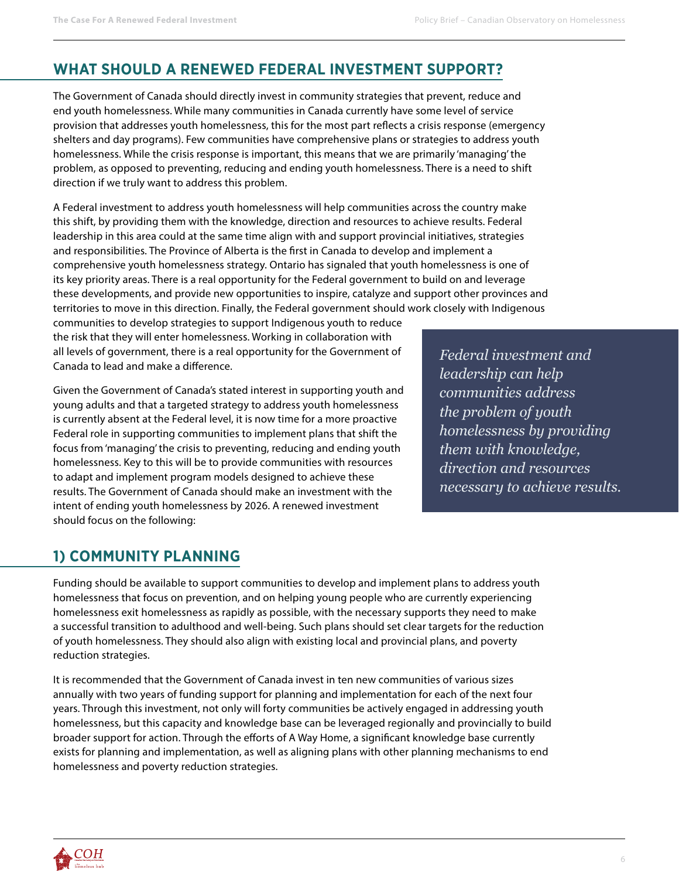## WHAT SHOULD A RENEWED FEDERAL INVESTMENT SUPPORT?

The Government of Canada should directly invest in community strategies that prevent, reduce and end youth homelessness. While many communities in Canada currently have some level of service provision that addresses youth homelessness, this for the most part reflects a crisis response (emergency shelters and day programs). Few communities have comprehensive plans or strategies to address youth homelessness. While the crisis response is important, this means that we are primarily 'managing' the problem, as opposed to preventing, reducing and ending youth homelessness. There is a need to shift direction if we truly want to address this problem.

A Federal investment to address youth homelessness will help communities across the country make this shift, by providing them with the knowledge, direction and resources to achieve results. Federal leadership in this area could at the same time align with and support provincial initiatives, strategies and responsibilities. The Province of Alberta is the first in Canada to develop and implement a comprehensive youth homelessness strategy. Ontario has signaled that youth homelessness is one of its key priority areas. There is a real opportunity for the Federal government to build on and leverage these developments, and provide new opportunities to inspire, catalyze and support other provinces and territories to move in this direction. Finally, the Federal government should work closely with Indigenous communities to develop strategies to support Indigenous youth to reduce the risk that they will enter homelessness. Working in collaboration with all levels of government, there is a real opportunity for the Government of Canada to lead and make a difference.

> *Federal investment and leadership can help communities address the problem of youth homelessness by providing them with knowledge, direction and resources necessary to achieve results.*

Given the Government of Canada's stated interest in supporting youth and young adults and that a targeted strategy to address youth homelessness is currently absent at the Federal level, it is now time for a more proactive Federal role in supporting communities to implement plans that shift the focus from 'managing' the crisis to preventing, reducing and ending youth homelessness. Key to this will be to provide communities with resources to adapt and implement program models designed to achieve these results. The Government of Canada should make an investment with the intent of ending youth homelessness by 2026. A renewed investment should focus on the following:

## 1) COMMUNITY PLANNING

Funding should be available to support communities to develop and implement plans to address youth homelessness that focus on prevention, and on helping young people who are currently experiencing homelessness exit homelessness as rapidly as possible, with the necessary supports they need to make a successful transition to adulthood and well-being. Such plans should set clear targets for the reduction of youth homelessness. They should also align with existing local and provincial plans, and poverty reduction strategies.

It is recommended that the Government of Canada invest in ten new communities of various sizes annually with two years of funding support for planning and implementation for each of the next four years. Through this investment, not only will forty communities be actively engaged in addressing youth homelessness, but this capacity and knowledge base can be leveraged regionally and provincially to build broader support for action. Through the efforts of A Way Home, a significant knowledge base currently exists for planning and implementation, as well as aligning plans with other planning mechanisms to end homelessness and poverty reduction strategies.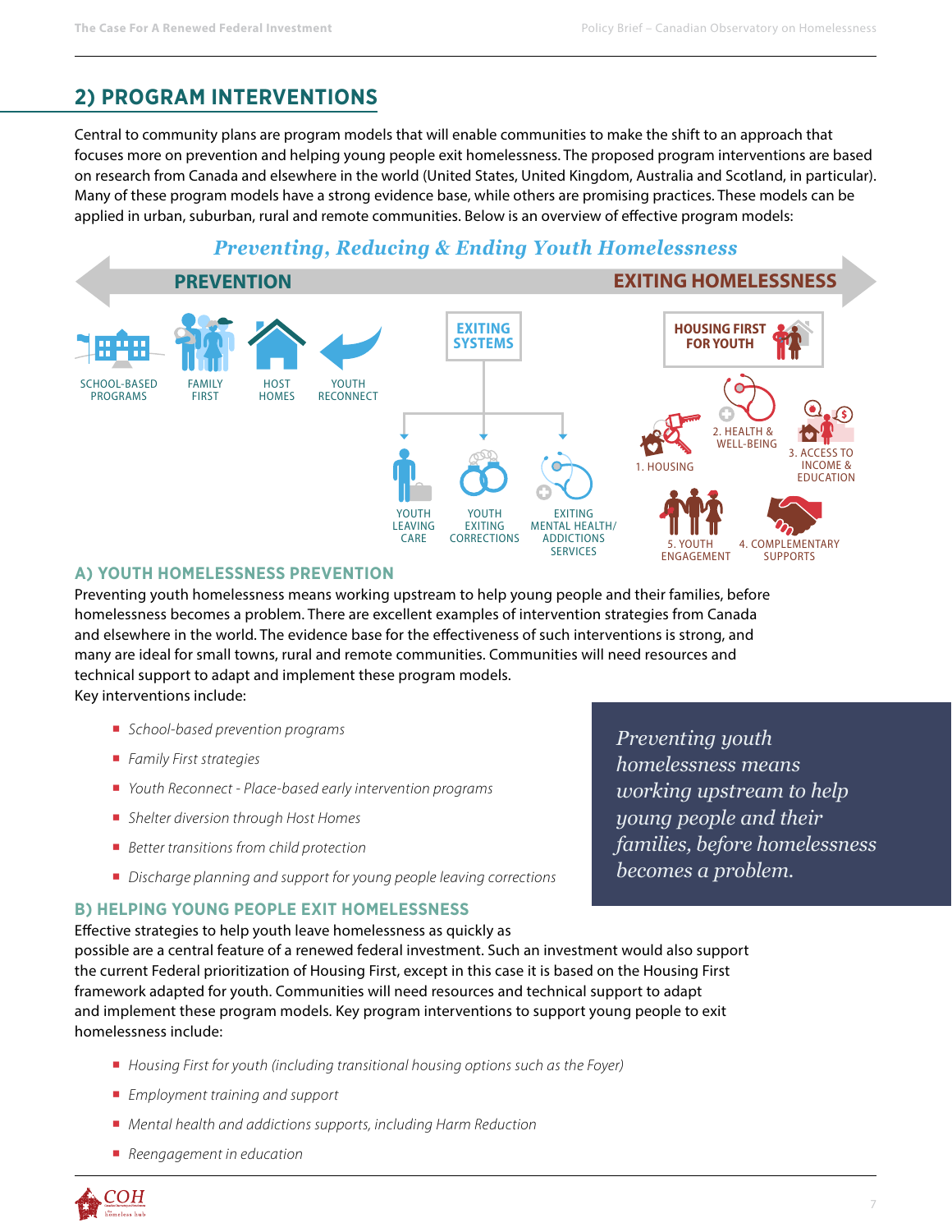## 2) PROGRAM INTERVENTIONS

Central to community plans are program models that will enable communities to make the shift to an approach that focuses more on prevention and helping young people exit homelessness. The proposed program interventions are based on research from Canada and elsewhere in the world (United States, United Kingdom, Australia and Scotland, in particular). Many of these program models have a strong evidence base, while others are promising practices. These models can be applied in urban, suburban, rural and remote communities. Below is an overview of effective program models:

*Preventing, Reducing & Ending Youth Homelessness*

**PREVENTION** — **EXITING HOMELESSNESS**

SCHOOL-BASED PROGRAMS · FAMILY FIRST · HOST HOMES · YOUTH RECONNECT

EXITING SYSTEMS: YOUTH LEAVING CARE · YOUTH EXITING CORRECTIONS · EXITING MENTAL HEALTH/ ADDICTIONS SERVICES

HOUSING FIRST FOR YOUTH: 1. HOUSING · 2. HEALTH & WELL-BEING · 3. ACCESS TO INCOME & EDUCATION · 4. COMPLEMENTARY SUPPORTS · 5. YOUTH ENGAGEMENT

### A) YOUTH HOMELESSNESS PREVENTION

Preventing youth homelessness means working upstream to help young people and their families, before homelessness becomes a problem. There are excellent examples of intervention strategies from Canada and elsewhere in the world. The evidence base for the effectiveness of such interventions is strong, and many are ideal for small towns, rural and remote communities. Communities will need resources and technical support to adapt and implement these program models.

Key interventions include:

- *School-based prevention programs*
- *Family First strategies*
- *Youth Reconnect - Place-based early intervention programs*
- *Shelter diversion through Host Homes*
- *Better transitions from child protection*
- *Discharge planning and support for young people leaving corrections*

> *Preventing youth homelessness means working upstream to help young people and their families, before homelessness becomes a problem.*

### B) HELPING YOUNG PEOPLE EXIT HOMELESSNESS

Effective strategies to help youth leave homelessness as quickly as possible are a central feature of a renewed federal investment. Such an investment would also support the current Federal prioritization of Housing First, except in this case it is based on the Housing First framework adapted for youth. Communities will need resources and technical support to adapt and implement these program models. Key program interventions to support young people to exit homelessness include:

- *Housing First for youth (including transitional housing options such as the Foyer)*
- *Employment training and support*
- *Mental health and addictions supports, including Harm Reduction*
- *Reengagement in education*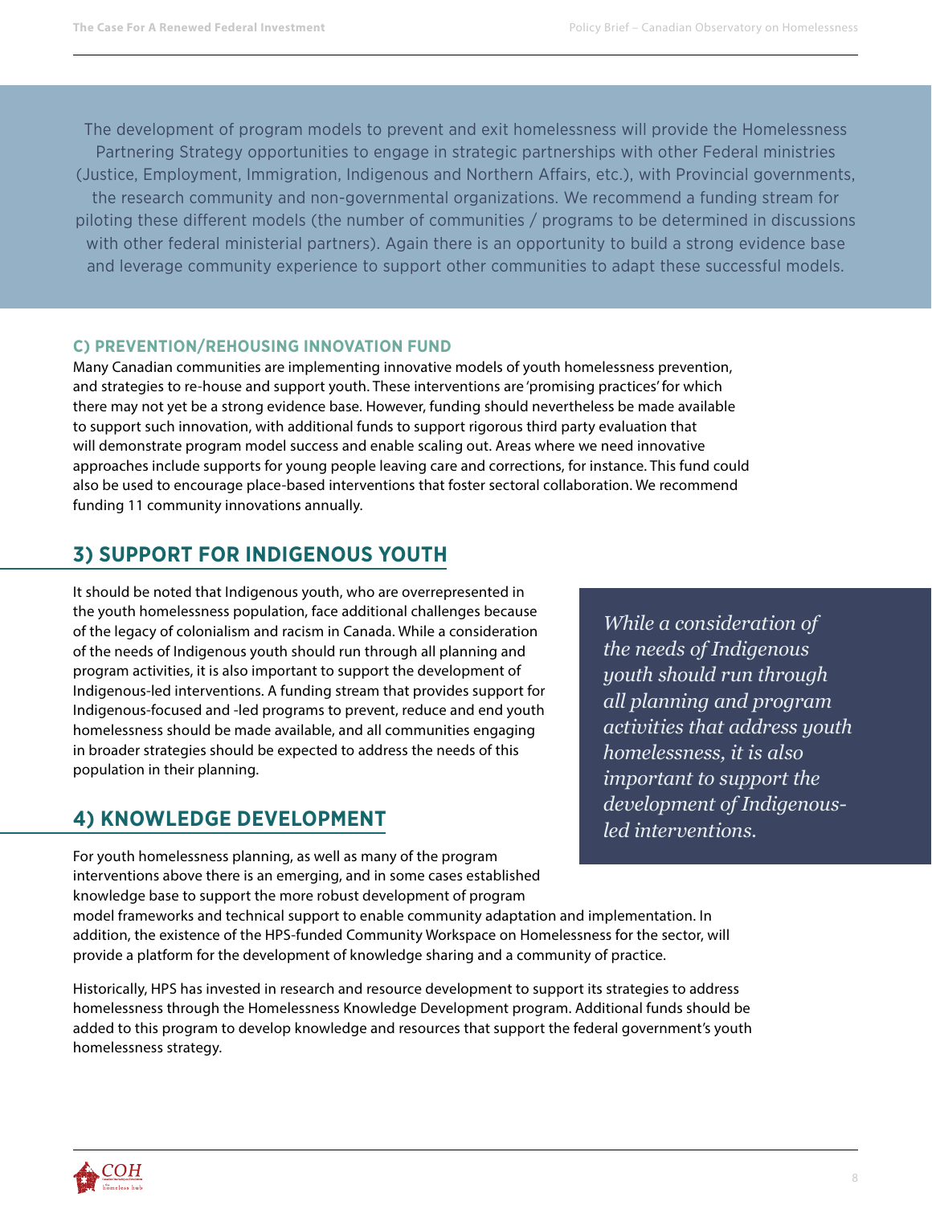The development of program models to prevent and exit homelessness will provide the Homelessness Partnering Strategy opportunities to engage in strategic partnerships with other Federal ministries (Justice, Employment, Immigration, Indigenous and Northern Affairs, etc.), with Provincial governments, the research community and non-governmental organizations. We recommend a funding stream for piloting these different models (the number of communities / programs to be determined in discussions with other federal ministerial partners). Again there is an opportunity to build a strong evidence base and leverage community experience to support other communities to adapt these successful models.

### C) PREVENTION/REHOUSING INNOVATION FUND

Many Canadian communities are implementing innovative models of youth homelessness prevention, and strategies to re-house and support youth. These interventions are 'promising practices' for which there may not yet be a strong evidence base. However, funding should nevertheless be made available to support such innovation, with additional funds to support rigorous third party evaluation that will demonstrate program model success and enable scaling out. Areas where we need innovative approaches include supports for young people leaving care and corrections, for instance. This fund could also be used to encourage place-based interventions that foster sectoral collaboration. We recommend funding 11 community innovations annually.

## 3) SUPPORT FOR INDIGENOUS YOUTH

It should be noted that Indigenous youth, who are overrepresented in the youth homelessness population, face additional challenges because of the legacy of colonialism and racism in Canada. While a consideration of the needs of Indigenous youth should run through all planning and program activities, it is also important to support the development of Indigenous-led interventions. A funding stream that provides support for Indigenous-focused and -led programs to prevent, reduce and end youth homelessness should be made available, and all communities engaging in broader strategies should be expected to address the needs of this population in their planning.

> *While a consideration of the needs of Indigenous youth should run through all planning and program activities that address youth homelessness, it is also important to support the development of Indigenous-led interventions.*

## 4) KNOWLEDGE DEVELOPMENT

For youth homelessness planning, as well as many of the program interventions above there is an emerging, and in some cases established knowledge base to support the more robust development of program model frameworks and technical support to enable community adaptation and implementation. In addition, the existence of the HPS-funded Community Workspace on Homelessness for the sector, will provide a platform for the development of knowledge sharing and a community of practice.

Historically, HPS has invested in research and resource development to support its strategies to address homelessness through the Homelessness Knowledge Development program. Additional funds should be added to this program to develop knowledge and resources that support the federal government's youth homelessness strategy.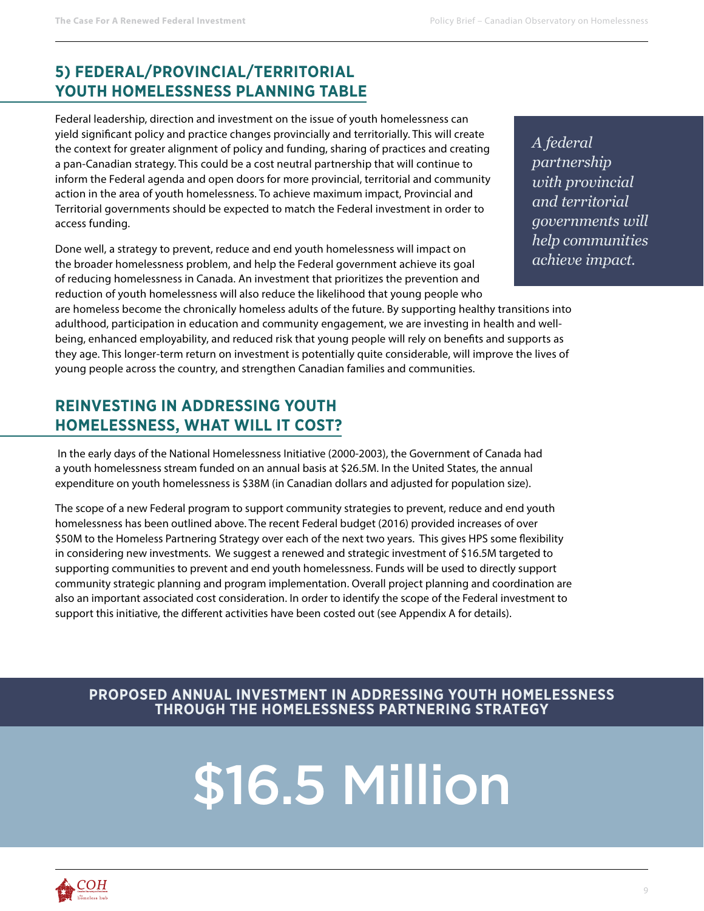## 5) FEDERAL/PROVINCIAL/TERRITORIAL YOUTH HOMELESSNESS PLANNING TABLE

Federal leadership, direction and investment on the issue of youth homelessness can yield significant policy and practice changes provincially and territorially. This will create the context for greater alignment of policy and funding, sharing of practices and creating a pan-Canadian strategy. This could be a cost neutral partnership that will continue to inform the Federal agenda and open doors for more provincial, territorial and community action in the area of youth homelessness. To achieve maximum impact, Provincial and Territorial governments should be expected to match the Federal investment in order to access funding.

> *A federal partnership with provincial and territorial governments will help communities achieve impact.*

Done well, a strategy to prevent, reduce and end youth homelessness will impact on the broader homelessness problem, and help the Federal government achieve its goal of reducing homelessness in Canada. An investment that prioritizes the prevention and reduction of youth homelessness will also reduce the likelihood that young people who are homeless become the chronically homeless adults of the future. By supporting healthy transitions into adulthood, participation in education and community engagement, we are investing in health and well-being, enhanced employability, and reduced risk that young people will rely on benefits and supports as they age. This longer-term return on investment is potentially quite considerable, will improve the lives of young people across the country, and strengthen Canadian families and communities.

## REINVESTING IN ADDRESSING YOUTH HOMELESSNESS, WHAT WILL IT COST?

In the early days of the National Homelessness Initiative (2000-2003), the Government of Canada had a youth homelessness stream funded on an annual basis at $26.5M. In the United States, the annual expenditure on youth homelessness is $38M (in Canadian dollars and adjusted for population size).

The scope of a new Federal program to support community strategies to prevent, reduce and end youth homelessness has been outlined above. The recent Federal budget (2016) provided increases of over $50M to the Homeless Partnering Strategy over each of the next two years. This gives HPS some flexibility in considering new investments. We suggest a renewed and strategic investment of $16.5M targeted to supporting communities to prevent and end youth homelessness. Funds will be used to directly support community strategic planning and program implementation. Overall project planning and coordination are also an important associated cost consideration. In order to identify the scope of the Federal investment to support this initiative, the different activities have been costed out (see Appendix A for details).

**PROPOSED ANNUAL INVESTMENT IN ADDRESSING YOUTH HOMELESSNESS THROUGH THE HOMELESSNESS PARTNERING STRATEGY**

# $16.5 Million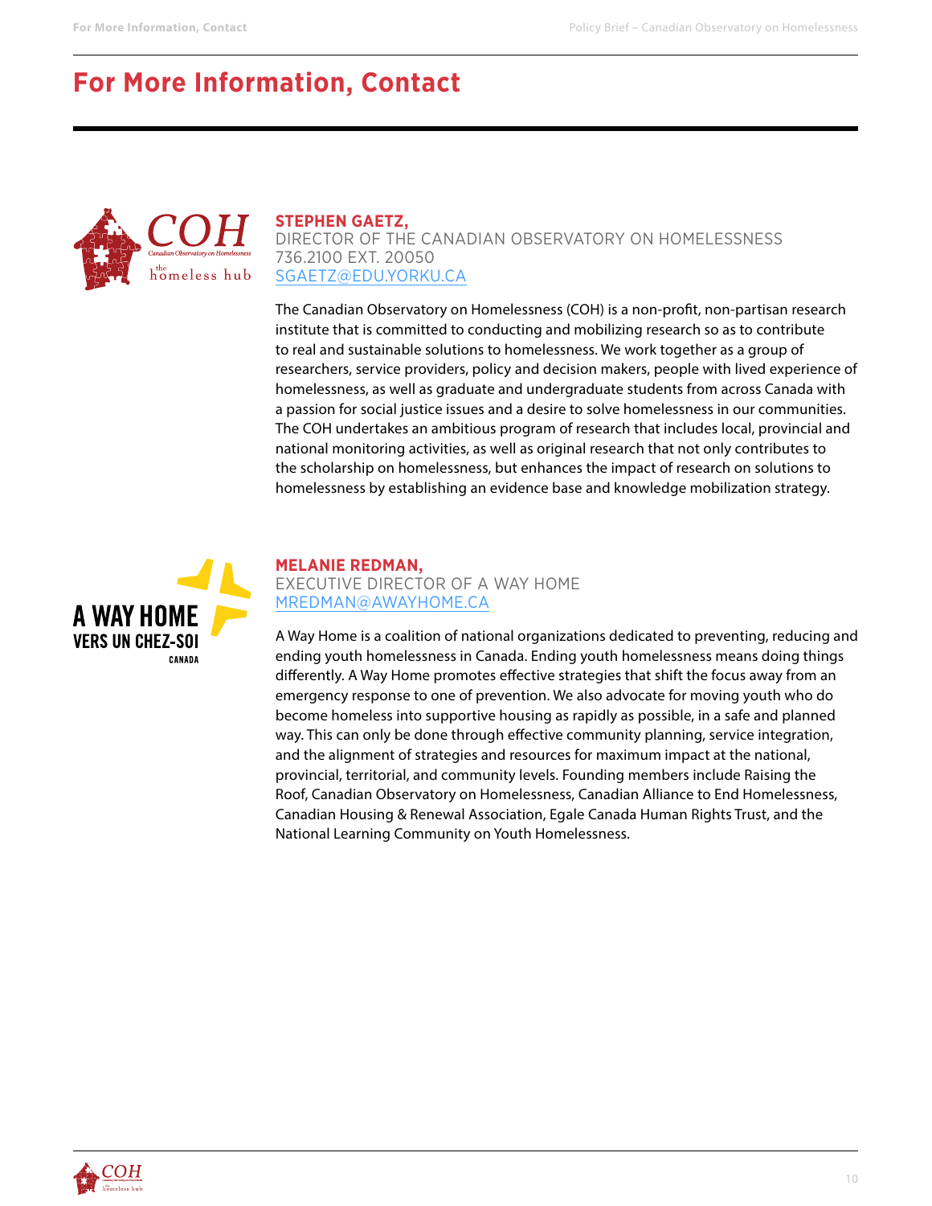# For More Information, Contact

**STEPHEN GAETZ,**
DIRECTOR OF THE CANADIAN OBSERVATORY ON HOMELESSNESS
736.2100 EXT. 20050
SGAETZ@EDU.YORKU.CA

The Canadian Observatory on Homelessness (COH) is a non-profit, non-partisan research institute that is committed to conducting and mobilizing research so as to contribute to real and sustainable solutions to homelessness. We work together as a group of researchers, service providers, policy and decision makers, people with lived experience of homelessness, as well as graduate and undergraduate students from across Canada with a passion for social justice issues and a desire to solve homelessness in our communities. The COH undertakes an ambitious program of research that includes local, provincial and national monitoring activities, as well as original research that not only contributes to the scholarship on homelessness, but enhances the impact of research on solutions to homelessness by establishing an evidence base and knowledge mobilization strategy.

**MELANIE REDMAN,**
EXECUTIVE DIRECTOR OF A WAY HOME
MREDMAN@AWAYHOME.CA

A Way Home is a coalition of national organizations dedicated to preventing, reducing and ending youth homelessness in Canada. Ending youth homelessness means doing things differently. A Way Home promotes effective strategies that shift the focus away from an emergency response to one of prevention. We also advocate for moving youth who do become homeless into supportive housing as rapidly as possible, in a safe and planned way. This can only be done through effective community planning, service integration, and the alignment of strategies and resources for maximum impact at the national, provincial, territorial, and community levels. Founding members include Raising the Roof, Canadian Observatory on Homelessness, Canadian Alliance to End Homelessness, Canadian Housing & Renewal Association, Egale Canada Human Rights Trust, and the National Learning Community on Youth Homelessness.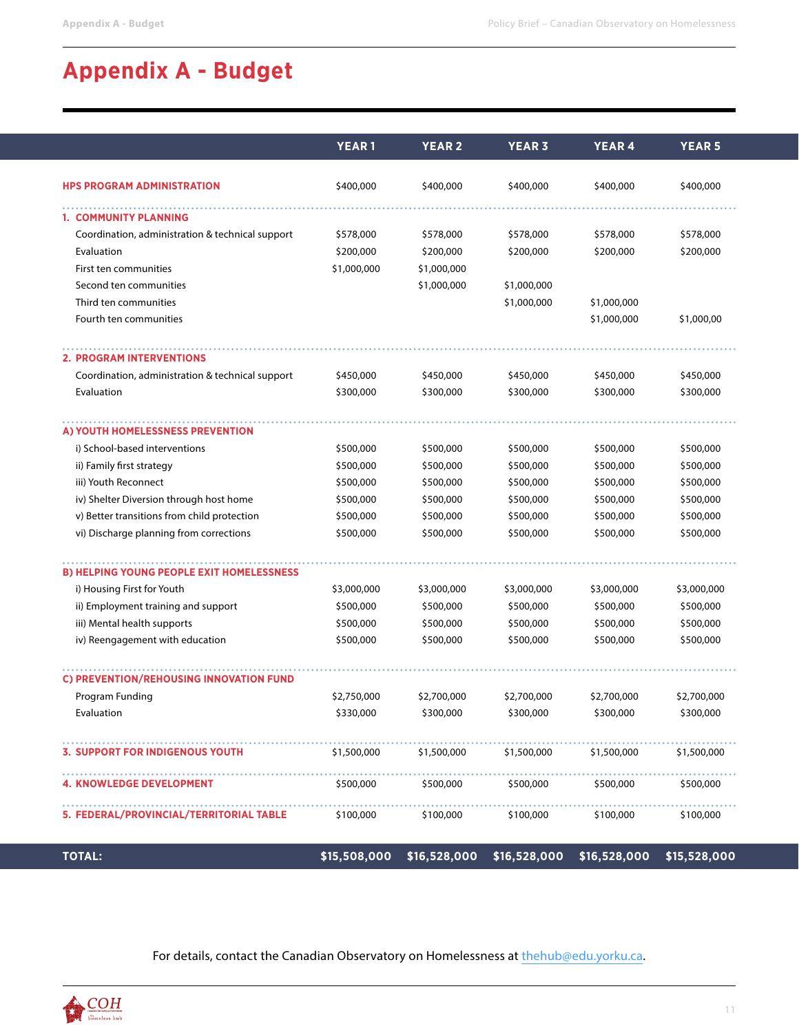# Appendix A - Budget

| | YEAR 1 | YEAR 2 | YEAR 3 | YEAR 4 | YEAR 5 |
|---|---|---|---|---|---|
| **HPS PROGRAM ADMINISTRATION** | $400,000 | $400,000 | $400,000 | $400,000 | $400,000 |
| **1. COMMUNITY PLANNING** | | | | | |
| Coordination, administration & technical support | $578,000 | $578,000 | $578,000 | $578,000 | $578,000 |
| Evaluation | $200,000 | $200,000 | $200,000 | $200,000 | $200,000 |
| First ten communities | $1,000,000 | $1,000,000 | | | |
| Second ten communities | | $1,000,000 | $1,000,000 | | |
| Third ten communities | | | $1,000,000 | $1,000,000 | |
| Fourth ten communities | | | | $1,000,000 | $1,000,00 |
| **2. PROGRAM INTERVENTIONS** | | | | | |
| Coordination, administration & technical support | $450,000 | $450,000 | $450,000 | $450,000 | $450,000 |
| Evaluation | $300,000 | $300,000 | $300,000 | $300,000 | $300,000 |
| **A) YOUTH HOMELESSNESS PREVENTION** | | | | | |
| i) School-based interventions | $500,000 | $500,000 | $500,000 | $500,000 | $500,000 |
| ii) Family first strategy | $500,000 | $500,000 | $500,000 | $500,000 | $500,000 |
| iii) Youth Reconnect | $500,000 | $500,000 | $500,000 | $500,000 | $500,000 |
| iv) Shelter Diversion through host home | $500,000 | $500,000 | $500,000 | $500,000 | $500,000 |
| v) Better transitions from child protection | $500,000 | $500,000 | $500,000 | $500,000 | $500,000 |
| vi) Discharge planning from corrections | $500,000 | $500,000 | $500,000 | $500,000 | $500,000 |
| **B) HELPING YOUNG PEOPLE EXIT HOMELESSNESS** | | | | | |
| i) Housing First for Youth | $3,000,000 | $3,000,000 | $3,000,000 | $3,000,000 | $3,000,000 |
| ii) Employment training and support | $500,000 | $500,000 | $500,000 | $500,000 | $500,000 |
| iii) Mental health supports | $500,000 | $500,000 | $500,000 | $500,000 | $500,000 |
| iv) Reengagement with education | $500,000 | $500,000 | $500,000 | $500,000 | $500,000 |
| **C) PREVENTION/REHOUSING INNOVATION FUND** | | | | | |
| Program Funding | $2,750,000 | $2,700,000 | $2,700,000 | $2,700,000 | $2,700,000 |
| Evaluation | $330,000 | $300,000 | $300,000 | $300,000 | $300,000 |
| **3. SUPPORT FOR INDIGENOUS YOUTH** | $1,500,000 | $1,500,000 | $1,500,000 | $1,500,000 | $1,500,000 |
| **4. KNOWLEDGE DEVELOPMENT** | $500,000 | $500,000 | $500,000 | $500,000 | $500,000 |
| **5. FEDERAL/PROVINCIAL/TERRITORIAL TABLE** | $100,000 | $100,000 | $100,000 | $100,000 | $100,000 |
| **TOTAL:** | **$15,508,000** | **$16,528,000** | **$16,528,000** | **$16,528,000** | **$15,528,000** |

For details, contact the Canadian Observatory on Homelessness at thehub@edu.yorku.ca.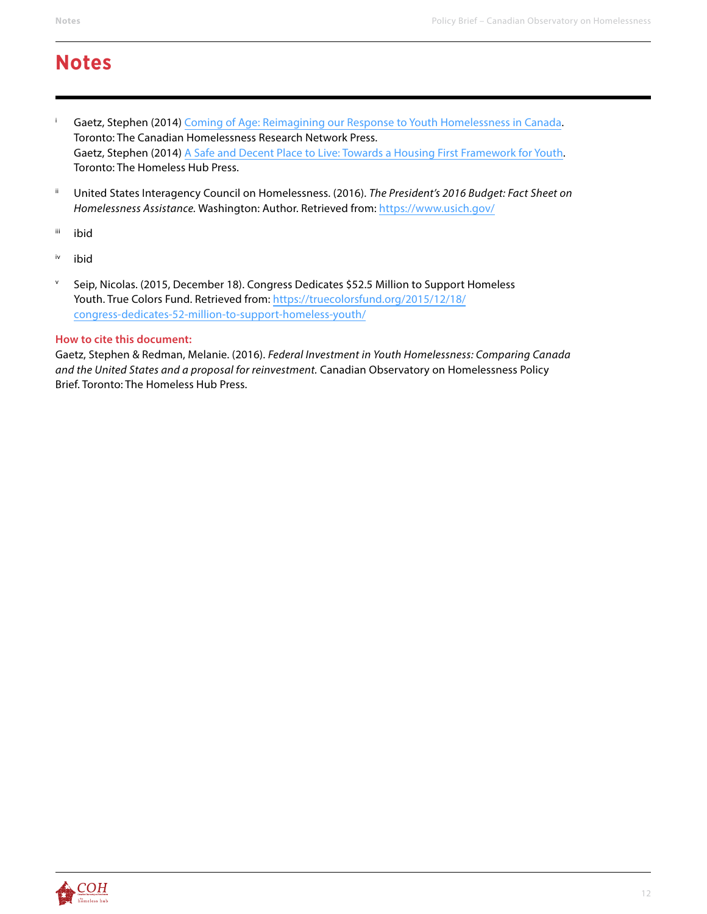# Notes

- i Gaetz, Stephen (2014) Coming of Age: Reimagining our Response to Youth Homelessness in Canada. Toronto: The Canadian Homelessness Research Network Press.
  Gaetz, Stephen (2014) A Safe and Decent Place to Live: Towards a Housing First Framework for Youth. Toronto: The Homeless Hub Press.
- ii United States Interagency Council on Homelessness. (2016). *The President's 2016 Budget: Fact Sheet on Homelessness Assistance.* Washington: Author. Retrieved from: https://www.usich.gov/
- iii ibid
- iv ibid
- v Seip, Nicolas. (2015, December 18). Congress Dedicates $52.5 Million to Support Homeless Youth. True Colors Fund. Retrieved from: https://truecolorsfund.org/2015/12/18/congress-dedicates-52-million-to-support-homeless-youth/

**How to cite this document:**
Gaetz, Stephen & Redman, Melanie. (2016). *Federal Investment in Youth Homelessness: Comparing Canada and the United States and a proposal for reinvestment.* Canadian Observatory on Homelessness Policy Brief. Toronto: The Homeless Hub Press.